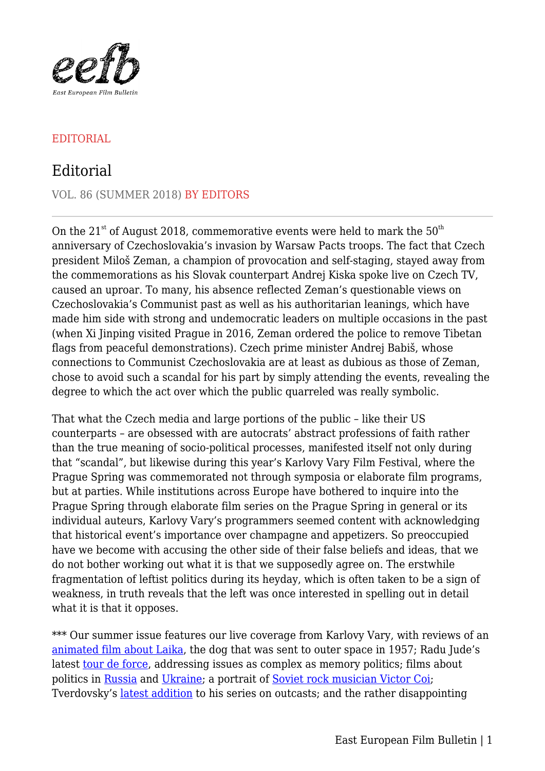EDITORIAL

# Editorial

VOL. 86 (SUMMER 2018) BY EDITORS

---

On the 21st of August 2018, commemorative events were held to mark the 50th anniversary of Czechoslovakia's invasion by Warsaw Pacts troops. The fact that Czech president Miloš Zeman, a champion of provocation and self-staging, stayed away from the commemorations as his Slovak counterpart Andrej Kiska spoke live on Czech TV, caused an uproar. To many, his absence reflected Zeman's questionable views on Czechoslovakia's Communist past as well as his authoritarian leanings, which have made him side with strong and undemocratic leaders on multiple occasions in the past (when Xi Jinping visited Prague in 2016, Zeman ordered the police to remove Tibetan flags from peaceful demonstrations). Czech prime minister Andrej Babiš, whose connections to Communist Czechoslovakia are at least as dubious as those of Zeman, chose to avoid such a scandal for his part by simply attending the events, revealing the degree to which the act over which the public quarreled was really symbolic.

That what the Czech media and large portions of the public – like their US counterparts – are obsessed with are autocrats' abstract professions of faith rather than the true meaning of socio-political processes, manifested itself not only during that "scandal", but likewise during this year's Karlovy Vary Film Festival, where the Prague Spring was commemorated not through symposia or elaborate film programs, but at parties. While institutions across Europe have bothered to inquire into the Prague Spring through elaborate film series on the Prague Spring in general or its individual auteurs, Karlovy Vary's programmers seemed content with acknowledging that historical event's importance over champagne and appetizers. So preoccupied have we become with accusing the other side of their false beliefs and ideas, that we do not bother working out what it is that we supposedly agree on. The erstwhile fragmentation of leftist politics during its heyday, which is often taken to be a sign of weakness, in truth reveals that the left was once interested in spelling out in detail what it is that it opposes.

*** Our summer issue features our live coverage from Karlovy Vary, with reviews of an animated film about Laika, the dog that was sent to outer space in 1957; Radu Jude's latest tour de force, addressing issues as complex as memory politics; films about politics in Russia and Ukraine; a portrait of Soviet rock musician Victor Coi; Tverdovsky's latest addition to his series on outcasts; and the rather disappointing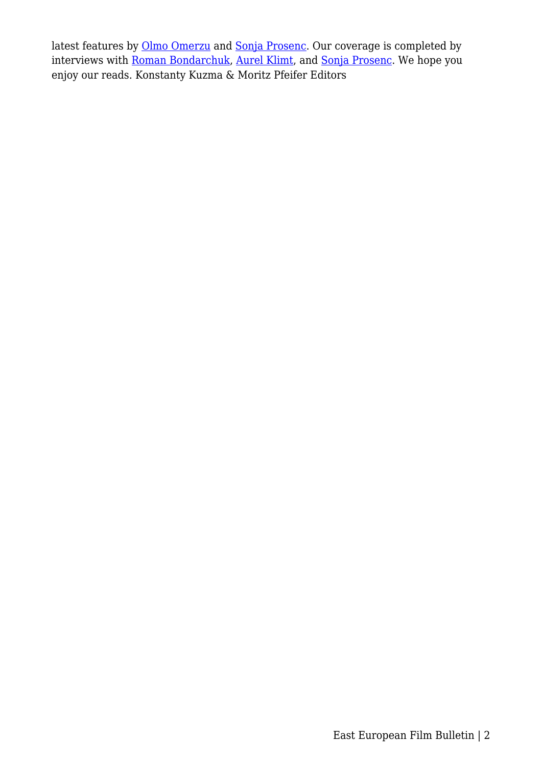latest features by Olmo Omerzu and Sonja Prosenc. Our coverage is completed by interviews with Roman Bondarchuk, Aurel Klimt, and Sonja Prosenc. We hope you enjoy our reads. Konstanty Kuzma & Moritz Pfeifer Editors